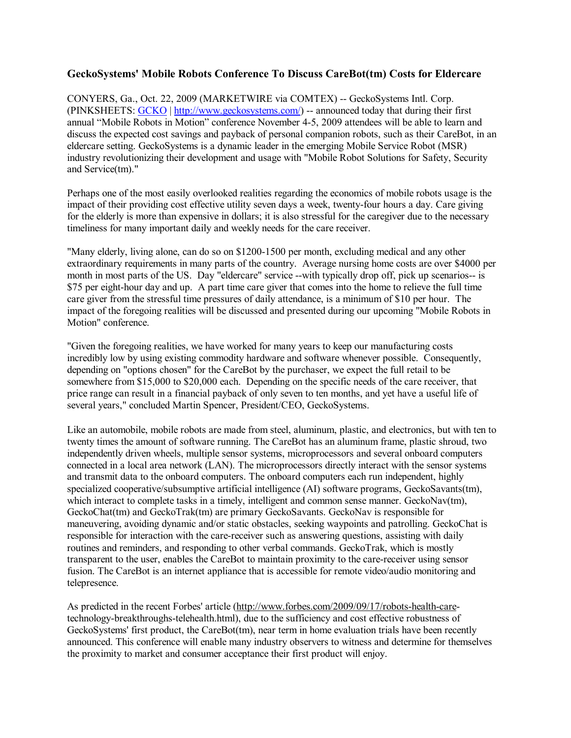## GeckoSystems' Mobile Robots Conference To Discuss CareBot(tm) Costs for Eldercare

CONYERS, Ga., Oct. 22, 2009 (MARKETWIRE via COMTEX) -- GeckoSystems Intl. Corp. (PINKSHEETS: GCKO | http://www.geckosystems.com/) -- announced today that during their first annual "Mobile Robots in Motion" conference November 4-5, 2009 attendees will be able to learn and discuss the expected cost savings and payback of personal companion robots, such as their CareBot, in an eldercare setting. GeckoSystems is a dynamic leader in the emerging Mobile Service Robot (MSR) industry revolutionizing their development and usage with "Mobile Robot Solutions for Safety, Security and Service(tm)."

Perhaps one of the most easily overlooked realities regarding the economics of mobile robots usage is the impact of their providing cost effective utility seven days a week, twenty-four hours a day. Care giving for the elderly is more than expensive in dollars; it is also stressful for the caregiver due to the necessary timeliness for many important daily and weekly needs for the care receiver.

"Many elderly, living alone, can do so on $1200-1500 per month, excluding medical and any other extraordinary requirements in many parts of the country. Average nursing home costs are over $4000 per month in most parts of the US. Day "eldercare" service --with typically drop off, pick up scenarios-- is $75 per eight-hour day and up. A part time care giver that comes into the home to relieve the full time care giver from the stressful time pressures of daily attendance, is a minimum of $10 per hour. The impact of the foregoing realities will be discussed and presented during our upcoming "Mobile Robots in Motion" conference.

"Given the foregoing realities, we have worked for many years to keep our manufacturing costs incredibly low by using existing commodity hardware and software whenever possible. Consequently, depending on "options chosen" for the CareBot by the purchaser, we expect the full retail to be somewhere from $15,000 to $20,000 each. Depending on the specific needs of the care receiver, that price range can result in a financial payback of only seven to ten months, and yet have a useful life of several years," concluded Martin Spencer, President/CEO, GeckoSystems.

Like an automobile, mobile robots are made from steel, aluminum, plastic, and electronics, but with ten to twenty times the amount of software running. The CareBot has an aluminum frame, plastic shroud, two independently driven wheels, multiple sensor systems, microprocessors and several onboard computers connected in a local area network (LAN). The microprocessors directly interact with the sensor systems and transmit data to the onboard computers. The onboard computers each run independent, highly specialized cooperative/subsumptive artificial intelligence (AI) software programs, GeckoSavants(tm), which interact to complete tasks in a timely, intelligent and common sense manner. GeckoNav(tm), GeckoChat(tm) and GeckoTrak(tm) are primary GeckoSavants. GeckoNav is responsible for maneuvering, avoiding dynamic and/or static obstacles, seeking waypoints and patrolling. GeckoChat is responsible for interaction with the care-receiver such as answering questions, assisting with daily routines and reminders, and responding to other verbal commands. GeckoTrak, which is mostly transparent to the user, enables the CareBot to maintain proximity to the care-receiver using sensor fusion. The CareBot is an internet appliance that is accessible for remote video/audio monitoring and telepresence.

As predicted in the recent Forbes' article (http://www.forbes.com/2009/09/17/robots-health-care-technology-breakthroughs-telehealth.html), due to the sufficiency and cost effective robustness of GeckoSystems' first product, the CareBot(tm), near term in home evaluation trials have been recently announced. This conference will enable many industry observers to witness and determine for themselves the proximity to market and consumer acceptance their first product will enjoy.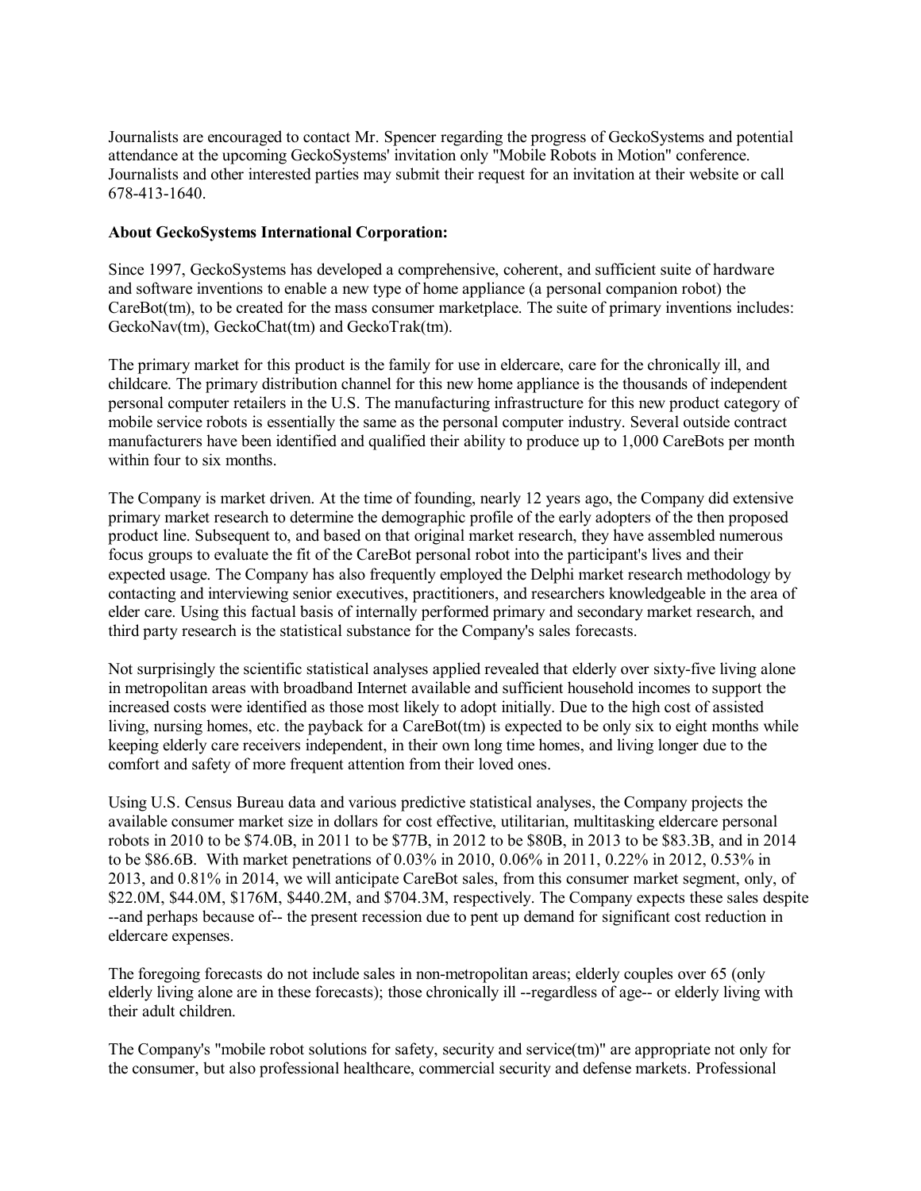Journalists are encouraged to contact Mr. Spencer regarding the progress of GeckoSystems and potential attendance at the upcoming GeckoSystems' invitation only "Mobile Robots in Motion" conference. Journalists and other interested parties may submit their request for an invitation at their website or call 678-413-1640.

**About GeckoSystems International Corporation:**

Since 1997, GeckoSystems has developed a comprehensive, coherent, and sufficient suite of hardware and software inventions to enable a new type of home appliance (a personal companion robot) the CareBot(tm), to be created for the mass consumer marketplace. The suite of primary inventions includes: GeckoNav(tm), GeckoChat(tm) and GeckoTrak(tm).

The primary market for this product is the family for use in eldercare, care for the chronically ill, and childcare. The primary distribution channel for this new home appliance is the thousands of independent personal computer retailers in the U.S. The manufacturing infrastructure for this new product category of mobile service robots is essentially the same as the personal computer industry. Several outside contract manufacturers have been identified and qualified their ability to produce up to 1,000 CareBots per month within four to six months.

The Company is market driven. At the time of founding, nearly 12 years ago, the Company did extensive primary market research to determine the demographic profile of the early adopters of the then proposed product line. Subsequent to, and based on that original market research, they have assembled numerous focus groups to evaluate the fit of the CareBot personal robot into the participant's lives and their expected usage. The Company has also frequently employed the Delphi market research methodology by contacting and interviewing senior executives, practitioners, and researchers knowledgeable in the area of elder care. Using this factual basis of internally performed primary and secondary market research, and third party research is the statistical substance for the Company's sales forecasts.

Not surprisingly the scientific statistical analyses applied revealed that elderly over sixty-five living alone in metropolitan areas with broadband Internet available and sufficient household incomes to support the increased costs were identified as those most likely to adopt initially. Due to the high cost of assisted living, nursing homes, etc. the payback for a CareBot(tm) is expected to be only six to eight months while keeping elderly care receivers independent, in their own long time homes, and living longer due to the comfort and safety of more frequent attention from their loved ones.

Using U.S. Census Bureau data and various predictive statistical analyses, the Company projects the available consumer market size in dollars for cost effective, utilitarian, multitasking eldercare personal robots in 2010 to be $74.0B, in 2011 to be $77B, in 2012 to be $80B, in 2013 to be $83.3B, and in 2014 to be $86.6B. With market penetrations of 0.03% in 2010, 0.06% in 2011, 0.22% in 2012, 0.53% in 2013, and 0.81% in 2014, we will anticipate CareBot sales, from this consumer market segment, only, of $22.0M, $44.0M, $176M, $440.2M, and $704.3M, respectively. The Company expects these sales despite --and perhaps because of-- the present recession due to pent up demand for significant cost reduction in eldercare expenses.

The foregoing forecasts do not include sales in non-metropolitan areas; elderly couples over 65 (only elderly living alone are in these forecasts); those chronically ill --regardless of age-- or elderly living with their adult children.

The Company's "mobile robot solutions for safety, security and service(tm)" are appropriate not only for the consumer, but also professional healthcare, commercial security and defense markets. Professional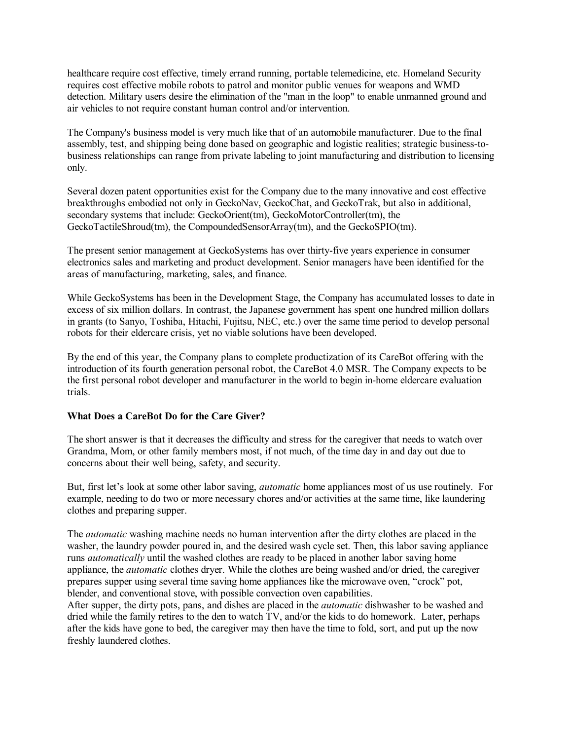healthcare require cost effective, timely errand running, portable telemedicine, etc. Homeland Security requires cost effective mobile robots to patrol and monitor public venues for weapons and WMD detection. Military users desire the elimination of the "man in the loop" to enable unmanned ground and air vehicles to not require constant human control and/or intervention.

The Company's business model is very much like that of an automobile manufacturer. Due to the final assembly, test, and shipping being done based on geographic and logistic realities; strategic business-to-business relationships can range from private labeling to joint manufacturing and distribution to licensing only.

Several dozen patent opportunities exist for the Company due to the many innovative and cost effective breakthroughs embodied not only in GeckoNav, GeckoChat, and GeckoTrak, but also in additional, secondary systems that include: GeckoOrient(tm), GeckoMotorController(tm), the GeckoTactileShroud(tm), the CompoundedSensorArray(tm), and the GeckoSPIO(tm).

The present senior management at GeckoSystems has over thirty-five years experience in consumer electronics sales and marketing and product development. Senior managers have been identified for the areas of manufacturing, marketing, sales, and finance.

While GeckoSystems has been in the Development Stage, the Company has accumulated losses to date in excess of six million dollars. In contrast, the Japanese government has spent one hundred million dollars in grants (to Sanyo, Toshiba, Hitachi, Fujitsu, NEC, etc.) over the same time period to develop personal robots for their eldercare crisis, yet no viable solutions have been developed.

By the end of this year, the Company plans to complete productization of its CareBot offering with the introduction of its fourth generation personal robot, the CareBot 4.0 MSR. The Company expects to be the first personal robot developer and manufacturer in the world to begin in-home eldercare evaluation trials.

**What Does a CareBot Do for the Care Giver?**

The short answer is that it decreases the difficulty and stress for the caregiver that needs to watch over Grandma, Mom, or other family members most, if not much, of the time day in and day out due to concerns about their well being, safety, and security.

But, first let's look at some other labor saving, *automatic* home appliances most of us use routinely. For example, needing to do two or more necessary chores and/or activities at the same time, like laundering clothes and preparing supper.

The *automatic* washing machine needs no human intervention after the dirty clothes are placed in the washer, the laundry powder poured in, and the desired wash cycle set. Then, this labor saving appliance runs *automatically* until the washed clothes are ready to be placed in another labor saving home appliance, the *automatic* clothes dryer. While the clothes are being washed and/or dried, the caregiver prepares supper using several time saving home appliances like the microwave oven, "crock" pot, blender, and conventional stove, with possible convection oven capabilities.
After supper, the dirty pots, pans, and dishes are placed in the *automatic* dishwasher to be washed and dried while the family retires to the den to watch TV, and/or the kids to do homework. Later, perhaps after the kids have gone to bed, the caregiver may then have the time to fold, sort, and put up the now freshly laundered clothes.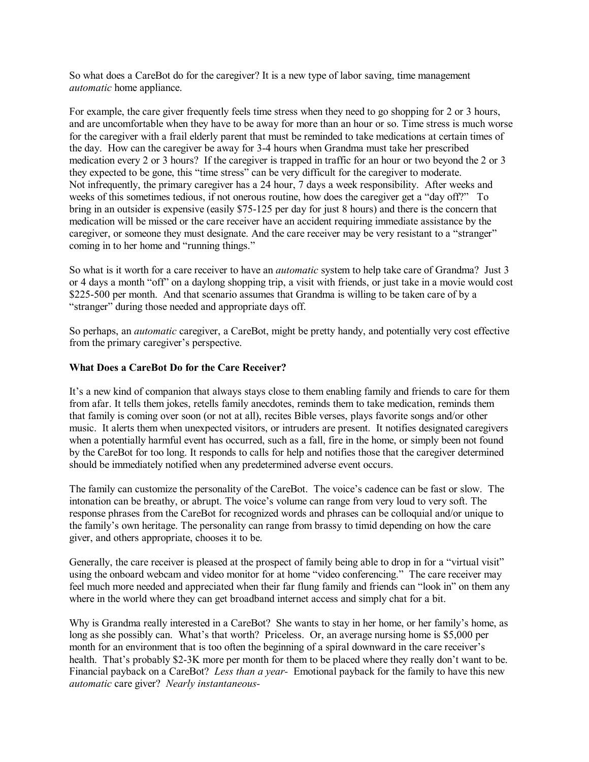So what does a CareBot do for the caregiver? It is a new type of labor saving, time management *automatic* home appliance.

For example, the care giver frequently feels time stress when they need to go shopping for 2 or 3 hours, and are uncomfortable when they have to be away for more than an hour or so. Time stress is much worse for the caregiver with a frail elderly parent that must be reminded to take medications at certain times of the day. How can the caregiver be away for 3-4 hours when Grandma must take her prescribed medication every 2 or 3 hours? If the caregiver is trapped in traffic for an hour or two beyond the 2 or 3 they expected to be gone, this "time stress" can be very difficult for the caregiver to moderate. Not infrequently, the primary caregiver has a 24 hour, 7 days a week responsibility. After weeks and weeks of this sometimes tedious, if not onerous routine, how does the caregiver get a "day off?" To bring in an outsider is expensive (easily $75-125 per day for just 8 hours) and there is the concern that medication will be missed or the care receiver have an accident requiring immediate assistance by the caregiver, or someone they must designate. And the care receiver may be very resistant to a "stranger" coming in to her home and "running things."

So what is it worth for a care receiver to have an *automatic* system to help take care of Grandma? Just 3 or 4 days a month "off" on a daylong shopping trip, a visit with friends, or just take in a movie would cost $225-500 per month. And that scenario assumes that Grandma is willing to be taken care of by a "stranger" during those needed and appropriate days off.

So perhaps, an *automatic* caregiver, a CareBot, might be pretty handy, and potentially very cost effective from the primary caregiver's perspective.

**What Does a CareBot Do for the Care Receiver?**

It's a new kind of companion that always stays close to them enabling family and friends to care for them from afar. It tells them jokes, retells family anecdotes, reminds them to take medication, reminds them that family is coming over soon (or not at all), recites Bible verses, plays favorite songs and/or other music. It alerts them when unexpected visitors, or intruders are present. It notifies designated caregivers when a potentially harmful event has occurred, such as a fall, fire in the home, or simply been not found by the CareBot for too long. It responds to calls for help and notifies those that the caregiver determined should be immediately notified when any predetermined adverse event occurs.

The family can customize the personality of the CareBot. The voice's cadence can be fast or slow. The intonation can be breathy, or abrupt. The voice's volume can range from very loud to very soft. The response phrases from the CareBot for recognized words and phrases can be colloquial and/or unique to the family's own heritage. The personality can range from brassy to timid depending on how the care giver, and others appropriate, chooses it to be.

Generally, the care receiver is pleased at the prospect of family being able to drop in for a "virtual visit" using the onboard webcam and video monitor for at home "video conferencing." The care receiver may feel much more needed and appreciated when their far flung family and friends can "look in" on them any where in the world where they can get broadband internet access and simply chat for a bit.

Why is Grandma really interested in a CareBot? She wants to stay in her home, or her family's home, as long as she possibly can. What's that worth? Priceless. Or, an average nursing home is $5,000 per month for an environment that is too often the beginning of a spiral downward in the care receiver's health. That's probably $2-3K more per month for them to be placed where they really don't want to be. Financial payback on a CareBot? *Less than a year-* Emotional payback for the family to have this new *automatic* care giver? *Nearly instantaneous-*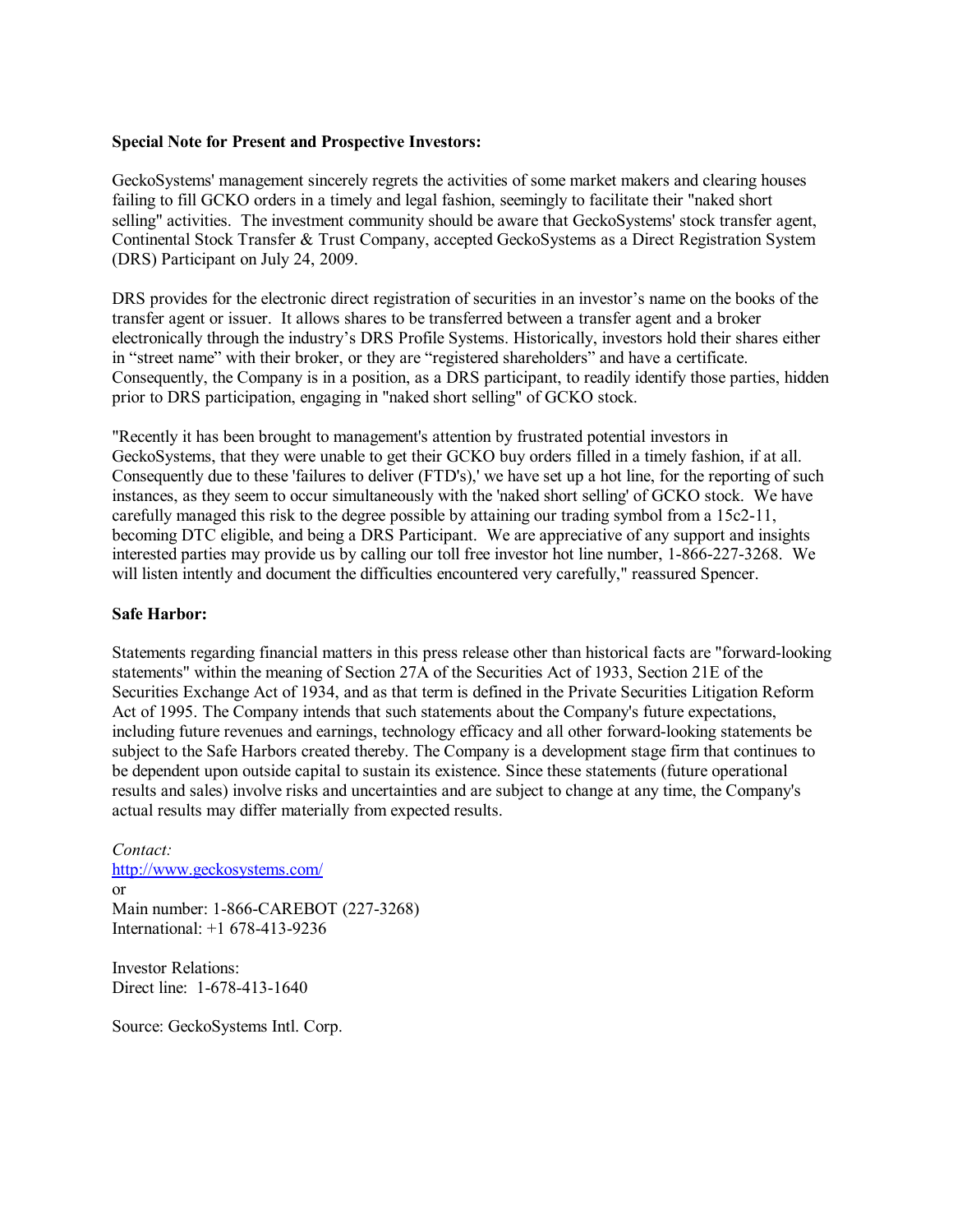**Special Note for Present and Prospective Investors:**

GeckoSystems' management sincerely regrets the activities of some market makers and clearing houses failing to fill GCKO orders in a timely and legal fashion, seemingly to facilitate their "naked short selling" activities. The investment community should be aware that GeckoSystems' stock transfer agent, Continental Stock Transfer & Trust Company, accepted GeckoSystems as a Direct Registration System (DRS) Participant on July 24, 2009.

DRS provides for the electronic direct registration of securities in an investor's name on the books of the transfer agent or issuer. It allows shares to be transferred between a transfer agent and a broker electronically through the industry's DRS Profile Systems. Historically, investors hold their shares either in "street name" with their broker, or they are "registered shareholders" and have a certificate. Consequently, the Company is in a position, as a DRS participant, to readily identify those parties, hidden prior to DRS participation, engaging in "naked short selling" of GCKO stock.

"Recently it has been brought to management's attention by frustrated potential investors in GeckoSystems, that they were unable to get their GCKO buy orders filled in a timely fashion, if at all. Consequently due to these 'failures to deliver (FTD's),' we have set up a hot line, for the reporting of such instances, as they seem to occur simultaneously with the 'naked short selling' of GCKO stock. We have carefully managed this risk to the degree possible by attaining our trading symbol from a 15c2-11, becoming DTC eligible, and being a DRS Participant. We are appreciative of any support and insights interested parties may provide us by calling our toll free investor hot line number, 1-866-227-3268. We will listen intently and document the difficulties encountered very carefully," reassured Spencer.

**Safe Harbor:**

Statements regarding financial matters in this press release other than historical facts are "forward-looking statements" within the meaning of Section 27A of the Securities Act of 1933, Section 21E of the Securities Exchange Act of 1934, and as that term is defined in the Private Securities Litigation Reform Act of 1995. The Company intends that such statements about the Company's future expectations, including future revenues and earnings, technology efficacy and all other forward-looking statements be subject to the Safe Harbors created thereby. The Company is a development stage firm that continues to be dependent upon outside capital to sustain its existence. Since these statements (future operational results and sales) involve risks and uncertainties and are subject to change at any time, the Company's actual results may differ materially from expected results.

*Contact:*
http://www.geckosystems.com/
or
Main number: 1-866-CAREBOT (227-3268)
International: +1 678-413-9236

Investor Relations:
Direct line: 1-678-413-1640

Source: GeckoSystems Intl. Corp.